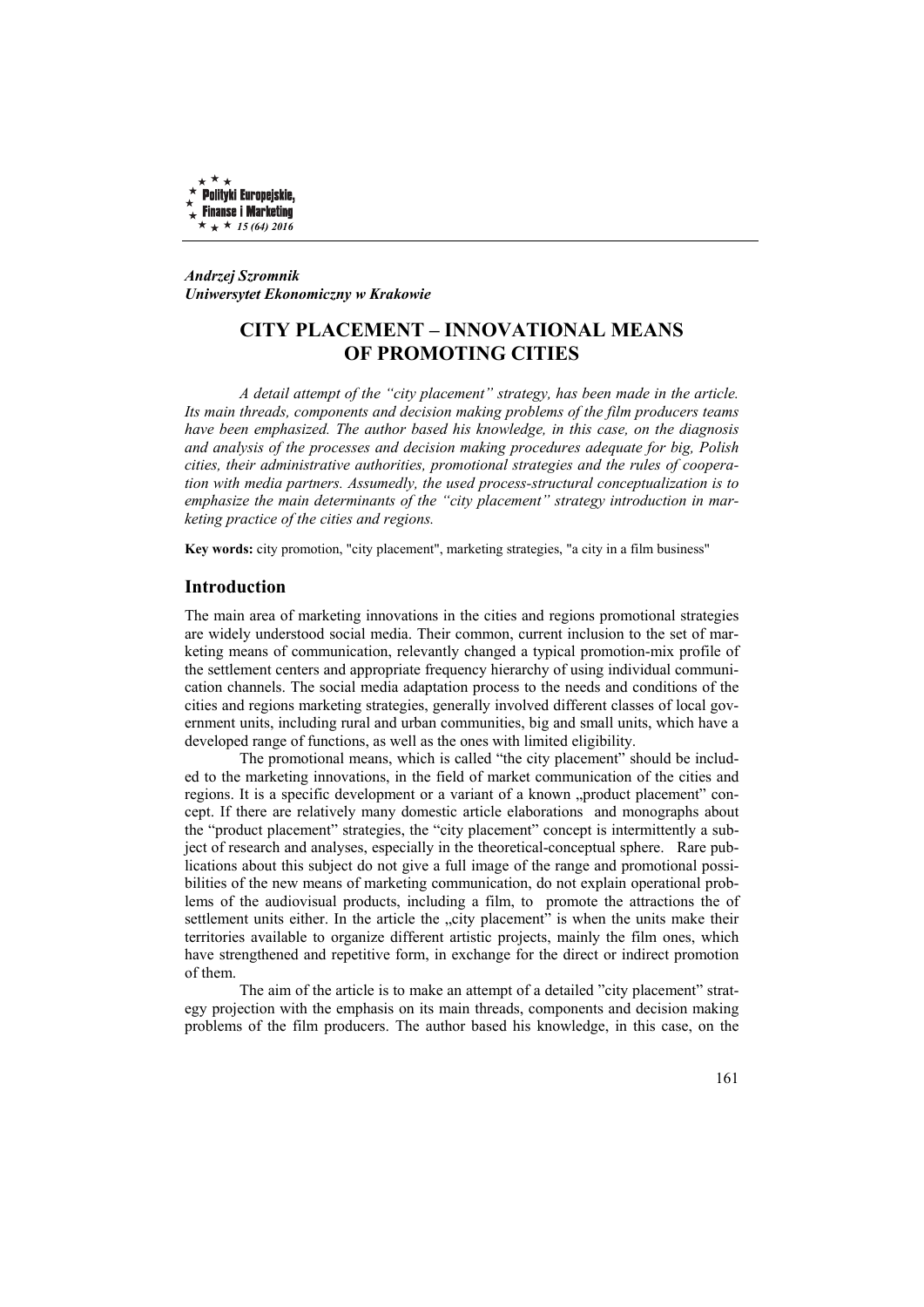*Andrzej Szromnik*
*Uniwersytet Ekonomiczny w Krakowie*

# CITY PLACEMENT – INNOVATIONAL MEANS OF PROMOTING CITIES

*A detail attempt of the "city placement" strategy, has been made in the article. Its main threads, components and decision making problems of the film producers teams have been emphasized. The author based his knowledge, in this case, on the diagnosis and analysis of the processes and decision making procedures adequate for big, Polish cities, their administrative authorities, promotional strategies and the rules of cooperation with media partners. Assumedly, the used process-structural conceptualization is to emphasize the main determinants of the "city placement" strategy introduction in marketing practice of the cities and regions.*

**Key words:** city promotion, "city placement", marketing strategies, "a city in a film business"

## Introduction

The main area of marketing innovations in the cities and regions promotional strategies are widely understood social media. Their common, current inclusion to the set of marketing means of communication, relevantly changed a typical promotion-mix profile of the settlement centers and appropriate frequency hierarchy of using individual communication channels. The social media adaptation process to the needs and conditions of the cities and regions marketing strategies, generally involved different classes of local government units, including rural and urban communities, big and small units, which have a developed range of functions, as well as the ones with limited eligibility.

The promotional means, which is called "the city placement" should be included to the marketing innovations, in the field of market communication of the cities and regions. It is a specific development or a variant of a known „product placement" concept. If there are relatively many domestic article elaborations and monographs about the "product placement" strategies, the "city placement" concept is intermittently a subject of research and analyses, especially in the theoretical-conceptual sphere. Rare publications about this subject do not give a full image of the range and promotional possibilities of the new means of marketing communication, do not explain operational problems of the audiovisual products, including a film, to promote the attractions the of settlement units either. In the article the „city placement" is when the units make their territories available to organize different artistic projects, mainly the film ones, which have strengthened and repetitive form, in exchange for the direct or indirect promotion of them.

The aim of the article is to make an attempt of a detailed "city placement" strategy projection with the emphasis on its main threads, components and decision making problems of the film producers. The author based his knowledge, in this case, on the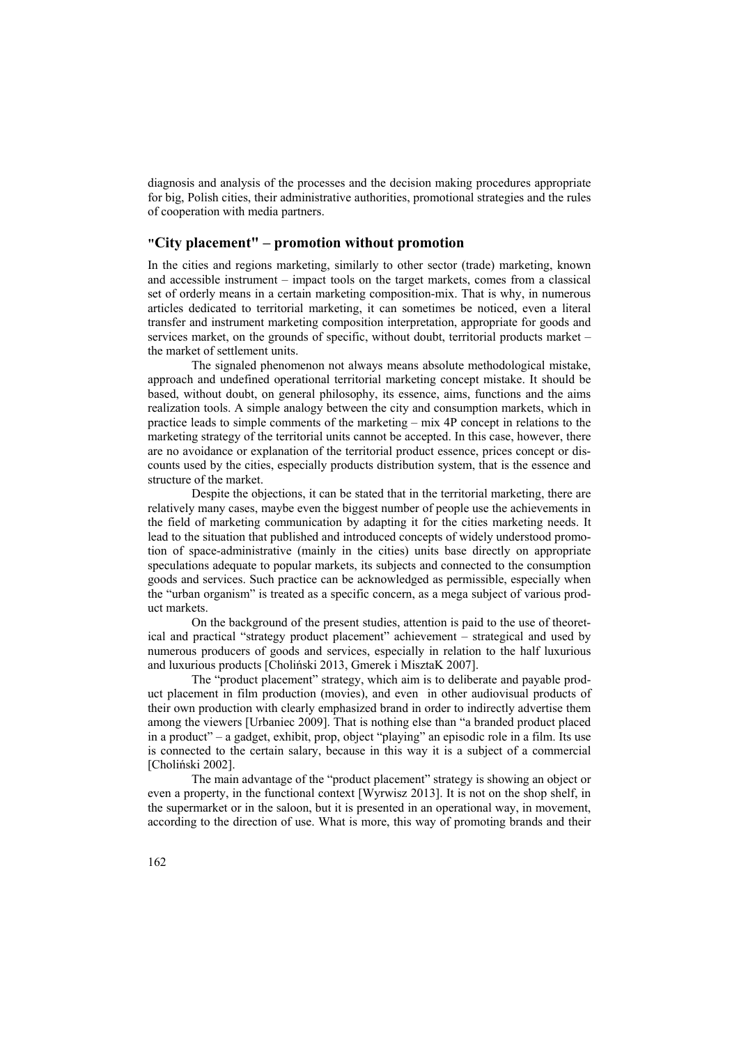diagnosis and analysis of the processes and the decision making procedures appropriate for big, Polish cities, their administrative authorities, promotional strategies and the rules of cooperation with media partners.

## "City placement" – promotion without promotion

In the cities and regions marketing, similarly to other sector (trade) marketing, known and accessible instrument – impact tools on the target markets, comes from a classical set of orderly means in a certain marketing composition-mix. That is why, in numerous articles dedicated to territorial marketing, it can sometimes be noticed, even a literal transfer and instrument marketing composition interpretation, appropriate for goods and services market, on the grounds of specific, without doubt, territorial products market – the market of settlement units.

The signaled phenomenon not always means absolute methodological mistake, approach and undefined operational territorial marketing concept mistake. It should be based, without doubt, on general philosophy, its essence, aims, functions and the aims realization tools. A simple analogy between the city and consumption markets, which in practice leads to simple comments of the marketing – mix 4P concept in relations to the marketing strategy of the territorial units cannot be accepted. In this case, however, there are no avoidance or explanation of the territorial product essence, prices concept or discounts used by the cities, especially products distribution system, that is the essence and structure of the market.

Despite the objections, it can be stated that in the territorial marketing, there are relatively many cases, maybe even the biggest number of people use the achievements in the field of marketing communication by adapting it for the cities marketing needs. It lead to the situation that published and introduced concepts of widely understood promotion of space-administrative (mainly in the cities) units base directly on appropriate speculations adequate to popular markets, its subjects and connected to the consumption goods and services. Such practice can be acknowledged as permissible, especially when the "urban organism" is treated as a specific concern, as a mega subject of various product markets.

On the background of the present studies, attention is paid to the use of theoretical and practical "strategy product placement" achievement – strategical and used by numerous producers of goods and services, especially in relation to the half luxurious and luxurious products [Choliński 2013, Gmerek i MisztaK 2007].

The "product placement" strategy, which aim is to deliberate and payable product placement in film production (movies), and even in other audiovisual products of their own production with clearly emphasized brand in order to indirectly advertise them among the viewers [Urbaniec 2009]. That is nothing else than "a branded product placed in a product" – a gadget, exhibit, prop, object "playing" an episodic role in a film. Its use is connected to the certain salary, because in this way it is a subject of a commercial [Choliński 2002].

The main advantage of the "product placement" strategy is showing an object or even a property, in the functional context [Wyrwisz 2013]. It is not on the shop shelf, in the supermarket or in the saloon, but it is presented in an operational way, in movement, according to the direction of use. What is more, this way of promoting brands and their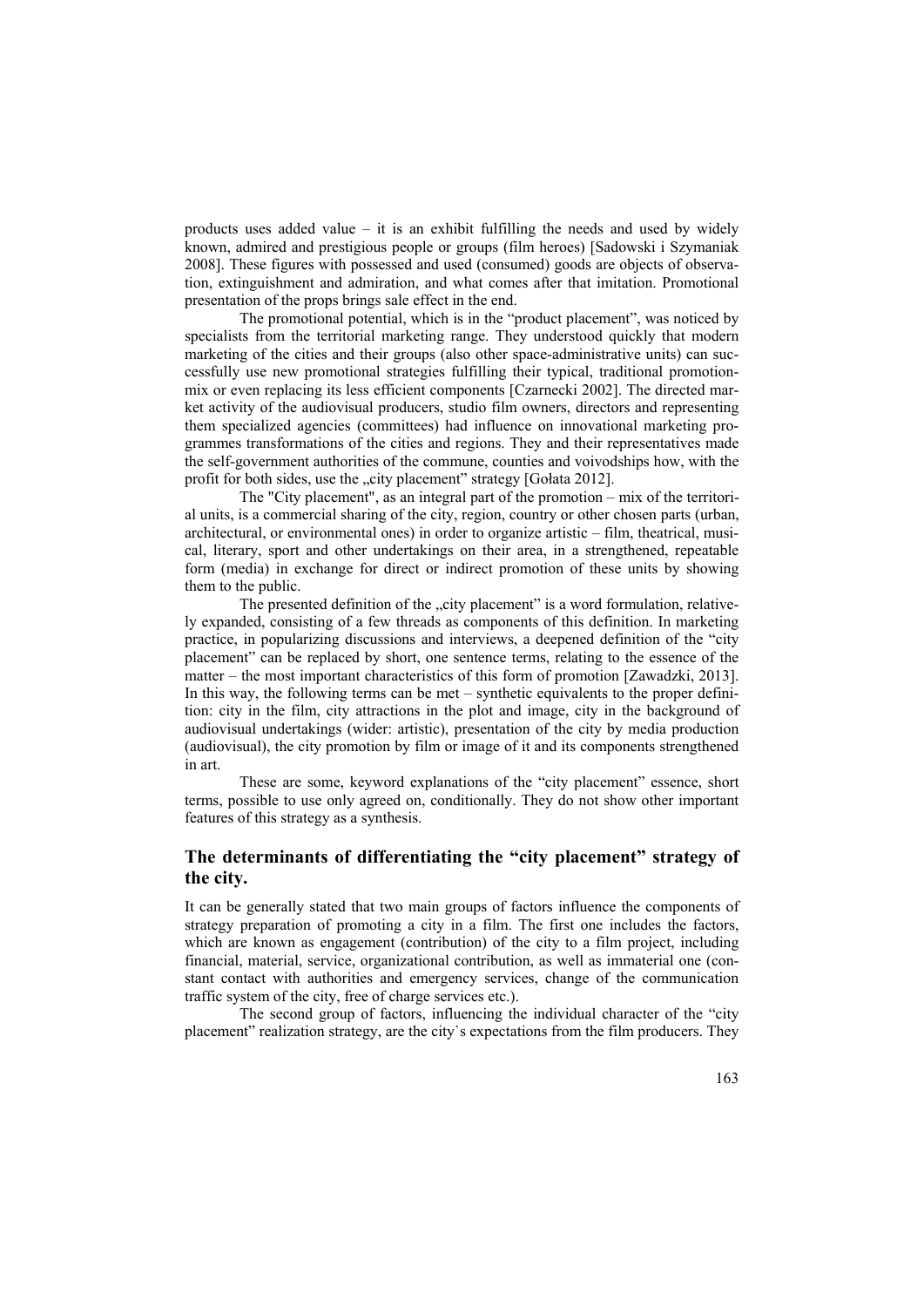products uses added value – it is an exhibit fulfilling the needs and used by widely known, admired and prestigious people or groups (film heroes) [Sadowski i Szymaniak 2008]. These figures with possessed and used (consumed) goods are objects of observation, extinguishment and admiration, and what comes after that imitation. Promotional presentation of the props brings sale effect in the end.

The promotional potential, which is in the "product placement", was noticed by specialists from the territorial marketing range. They understood quickly that modern marketing of the cities and their groups (also other space-administrative units) can successfully use new promotional strategies fulfilling their typical, traditional promotion-mix or even replacing its less efficient components [Czarnecki 2002]. The directed market activity of the audiovisual producers, studio film owners, directors and representing them specialized agencies (committees) had influence on innovational marketing programmes transformations of the cities and regions. They and their representatives made the self-government authorities of the commune, counties and voivodships how, with the profit for both sides, use the „city placement" strategy [Gołata 2012].

The "City placement", as an integral part of the promotion – mix of the territorial units, is a commercial sharing of the city, region, country or other chosen parts (urban, architectural, or environmental ones) in order to organize artistic – film, theatrical, musical, literary, sport and other undertakings on their area, in a strengthened, repeatable form (media) in exchange for direct or indirect promotion of these units by showing them to the public.

The presented definition of the „city placement" is a word formulation, relatively expanded, consisting of a few threads as components of this definition. In marketing practice, in popularizing discussions and interviews, a deepened definition of the "city placement" can be replaced by short, one sentence terms, relating to the essence of the matter – the most important characteristics of this form of promotion [Zawadzki, 2013]. In this way, the following terms can be met – synthetic equivalents to the proper definition: city in the film, city attractions in the plot and image, city in the background of audiovisual undertakings (wider: artistic), presentation of the city by media production (audiovisual), the city promotion by film or image of it and its components strengthened in art.

These are some, keyword explanations of the "city placement" essence, short terms, possible to use only agreed on, conditionally. They do not show other important features of this strategy as a synthesis.

## The determinants of differentiating the "city placement" strategy of the city.

It can be generally stated that two main groups of factors influence the components of strategy preparation of promoting a city in a film. The first one includes the factors, which are known as engagement (contribution) of the city to a film project, including financial, material, service, organizational contribution, as well as immaterial one (constant contact with authorities and emergency services, change of the communication traffic system of the city, free of charge services etc.).

The second group of factors, influencing the individual character of the "city placement" realization strategy, are the city`s expectations from the film producers. They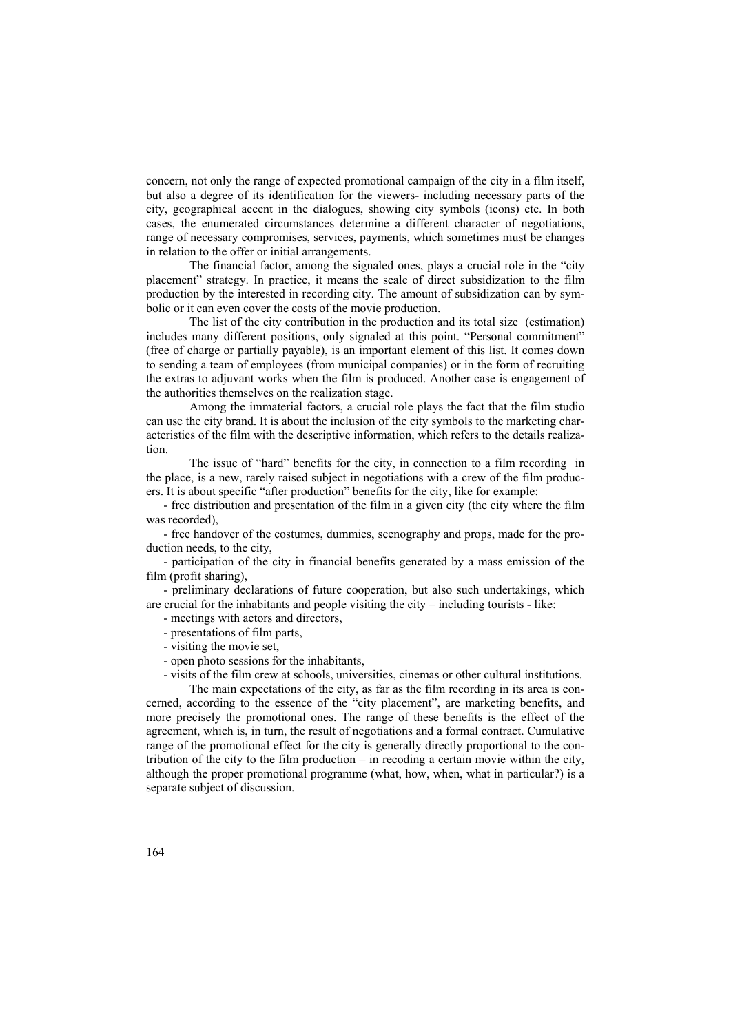concern, not only the range of expected promotional campaign of the city in a film itself, but also a degree of its identification for the viewers- including necessary parts of the city, geographical accent in the dialogues, showing city symbols (icons) etc. In both cases, the enumerated circumstances determine a different character of negotiations, range of necessary compromises, services, payments, which sometimes must be changes in relation to the offer or initial arrangements.

The financial factor, among the signaled ones, plays a crucial role in the "city placement" strategy. In practice, it means the scale of direct subsidization to the film production by the interested in recording city. The amount of subsidization can by symbolic or it can even cover the costs of the movie production.

The list of the city contribution in the production and its total size (estimation) includes many different positions, only signaled at this point. "Personal commitment" (free of charge or partially payable), is an important element of this list. It comes down to sending a team of employees (from municipal companies) or in the form of recruiting the extras to adjuvant works when the film is produced. Another case is engagement of the authorities themselves on the realization stage.

Among the immaterial factors, a crucial role plays the fact that the film studio can use the city brand. It is about the inclusion of the city symbols to the marketing characteristics of the film with the descriptive information, which refers to the details realization.

The issue of "hard" benefits for the city, in connection to a film recording in the place, is a new, rarely raised subject in negotiations with a crew of the film producers. It is about specific "after production" benefits for the city, like for example:

- free distribution and presentation of the film in a given city (the city where the film was recorded),
- free handover of the costumes, dummies, scenography and props, made for the production needs, to the city,
- participation of the city in financial benefits generated by a mass emission of the film (profit sharing),
- preliminary declarations of future cooperation, but also such undertakings, which are crucial for the inhabitants and people visiting the city – including tourists - like:
- meetings with actors and directors,
- presentations of film parts,
- visiting the movie set,
- open photo sessions for the inhabitants,
- visits of the film crew at schools, universities, cinemas or other cultural institutions.

The main expectations of the city, as far as the film recording in its area is concerned, according to the essence of the "city placement", are marketing benefits, and more precisely the promotional ones. The range of these benefits is the effect of the agreement, which is, in turn, the result of negotiations and a formal contract. Cumulative range of the promotional effect for the city is generally directly proportional to the contribution of the city to the film production – in recoding a certain movie within the city, although the proper promotional programme (what, how, when, what in particular?) is a separate subject of discussion.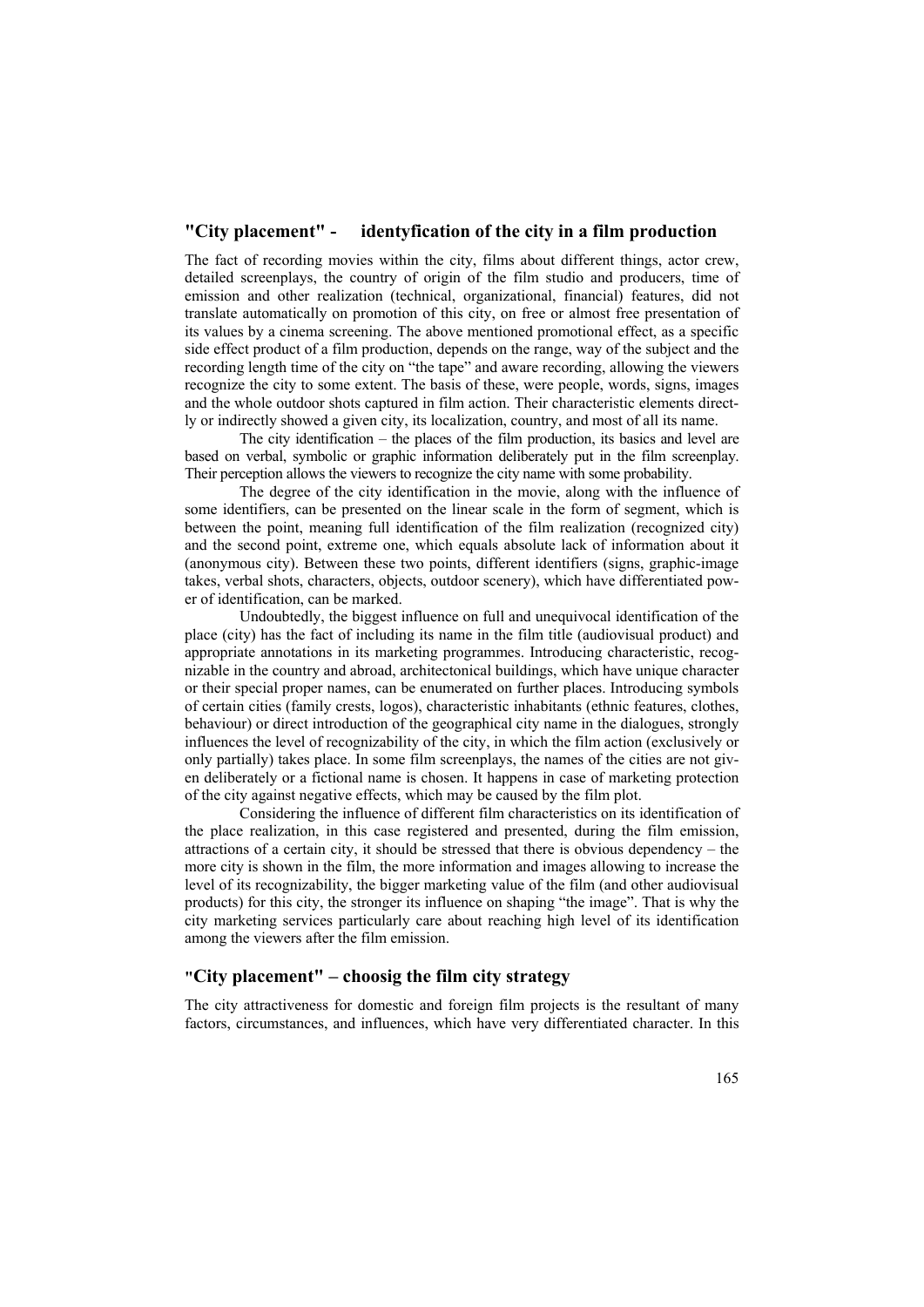## "City placement" - identyfication of the city in a film production

The fact of recording movies within the city, films about different things, actor crew, detailed screenplays, the country of origin of the film studio and producers, time of emission and other realization (technical, organizational, financial) features, did not translate automatically on promotion of this city, on free or almost free presentation of its values by a cinema screening. The above mentioned promotional effect, as a specific side effect product of a film production, depends on the range, way of the subject and the recording length time of the city on "the tape" and aware recording, allowing the viewers recognize the city to some extent. The basis of these, were people, words, signs, images and the whole outdoor shots captured in film action. Their characteristic elements directly or indirectly showed a given city, its localization, country, and most of all its name.

The city identification – the places of the film production, its basics and level are based on verbal, symbolic or graphic information deliberately put in the film screenplay. Their perception allows the viewers to recognize the city name with some probability.

The degree of the city identification in the movie, along with the influence of some identifiers, can be presented on the linear scale in the form of segment, which is between the point, meaning full identification of the film realization (recognized city) and the second point, extreme one, which equals absolute lack of information about it (anonymous city). Between these two points, different identifiers (signs, graphic-image takes, verbal shots, characters, objects, outdoor scenery), which have differentiated power of identification, can be marked.

Undoubtedly, the biggest influence on full and unequivocal identification of the place (city) has the fact of including its name in the film title (audiovisual product) and appropriate annotations in its marketing programmes. Introducing characteristic, recognizable in the country and abroad, architectonical buildings, which have unique character or their special proper names, can be enumerated on further places. Introducing symbols of certain cities (family crests, logos), characteristic inhabitants (ethnic features, clothes, behaviour) or direct introduction of the geographical city name in the dialogues, strongly influences the level of recognizability of the city, in which the film action (exclusively or only partially) takes place. In some film screenplays, the names of the cities are not given deliberately or a fictional name is chosen. It happens in case of marketing protection of the city against negative effects, which may be caused by the film plot.

Considering the influence of different film characteristics on its identification of the place realization, in this case registered and presented, during the film emission, attractions of a certain city, it should be stressed that there is obvious dependency – the more city is shown in the film, the more information and images allowing to increase the level of its recognizability, the bigger marketing value of the film (and other audiovisual products) for this city, the stronger its influence on shaping "the image". That is why the city marketing services particularly care about reaching high level of its identification among the viewers after the film emission.

## "City placement" – choosig the film city strategy

The city attractiveness for domestic and foreign film projects is the resultant of many factors, circumstances, and influences, which have very differentiated character. In this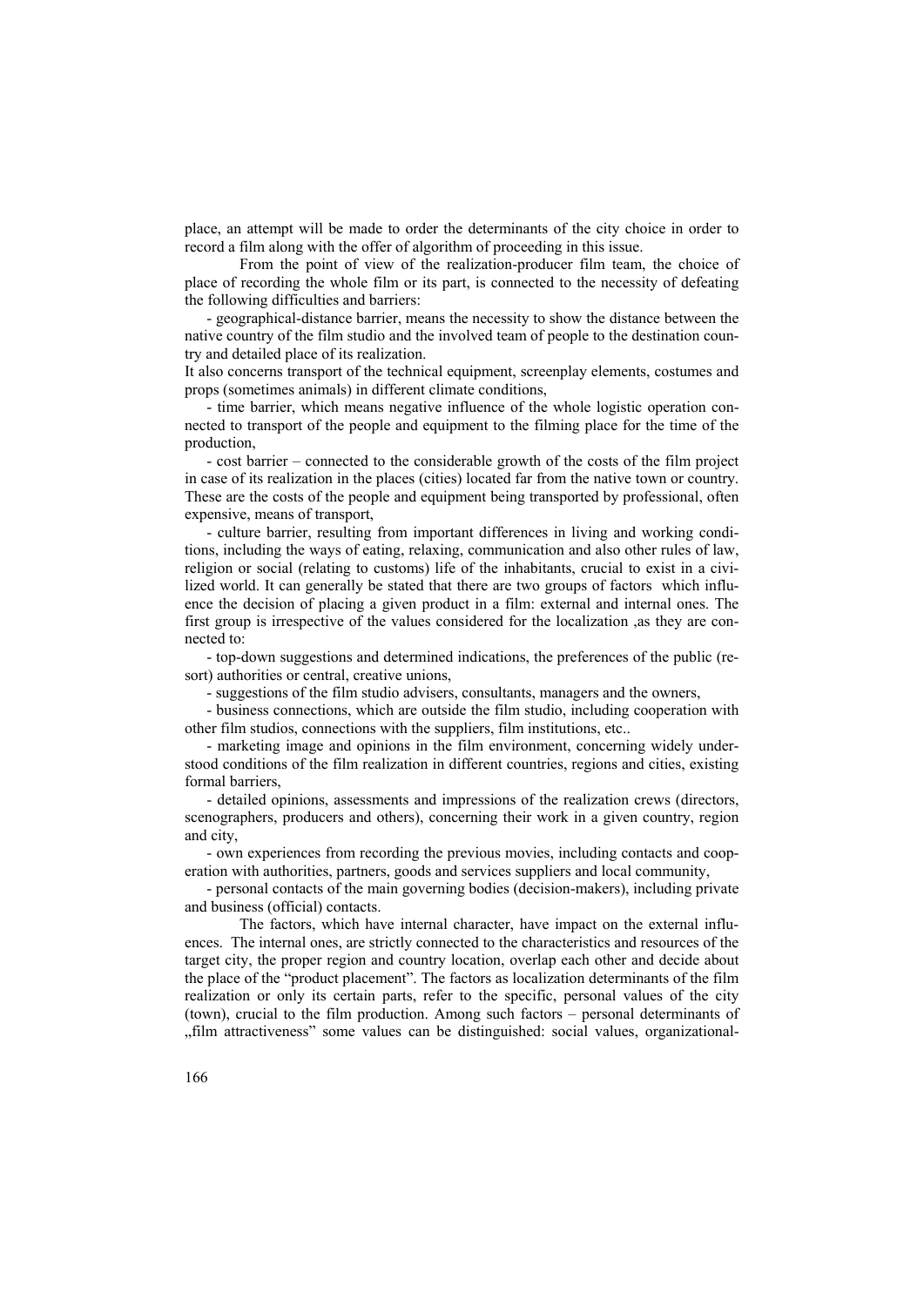place, an attempt will be made to order the determinants of the city choice in order to record a film along with the offer of algorithm of proceeding in this issue.

From the point of view of the realization-producer film team, the choice of place of recording the whole film or its part, is connected to the necessity of defeating the following difficulties and barriers:

- geographical-distance barrier, means the necessity to show the distance between the native country of the film studio and the involved team of people to the destination country and detailed place of its realization.

It also concerns transport of the technical equipment, screenplay elements, costumes and props (sometimes animals) in different climate conditions,

- time barrier, which means negative influence of the whole logistic operation connected to transport of the people and equipment to the filming place for the time of the production,
- cost barrier – connected to the considerable growth of the costs of the film project in case of its realization in the places (cities) located far from the native town or country. These are the costs of the people and equipment being transported by professional, often expensive, means of transport,
- culture barrier, resulting from important differences in living and working conditions, including the ways of eating, relaxing, communication and also other rules of law, religion or social (relating to customs) life of the inhabitants, crucial to exist in a civilized world. It can generally be stated that there are two groups of factors which influence the decision of placing a given product in a film: external and internal ones. The first group is irrespective of the values considered for the localization ,as they are connected to:
- top-down suggestions and determined indications, the preferences of the public (resort) authorities or central, creative unions,
- suggestions of the film studio advisers, consultants, managers and the owners,
- business connections, which are outside the film studio, including cooperation with other film studios, connections with the suppliers, film institutions, etc..
- marketing image and opinions in the film environment, concerning widely understood conditions of the film realization in different countries, regions and cities, existing formal barriers,
- detailed opinions, assessments and impressions of the realization crews (directors, scenographers, producers and others), concerning their work in a given country, region and city,
- own experiences from recording the previous movies, including contacts and cooperation with authorities, partners, goods and services suppliers and local community,
- personal contacts of the main governing bodies (decision-makers), including private and business (official) contacts.

The factors, which have internal character, have impact on the external influences. The internal ones, are strictly connected to the characteristics and resources of the target city, the proper region and country location, overlap each other and decide about the place of the "product placement". The factors as localization determinants of the film realization or only its certain parts, refer to the specific, personal values of the city (town), crucial to the film production. Among such factors – personal determinants of „film attractiveness" some values can be distinguished: social values, organizational-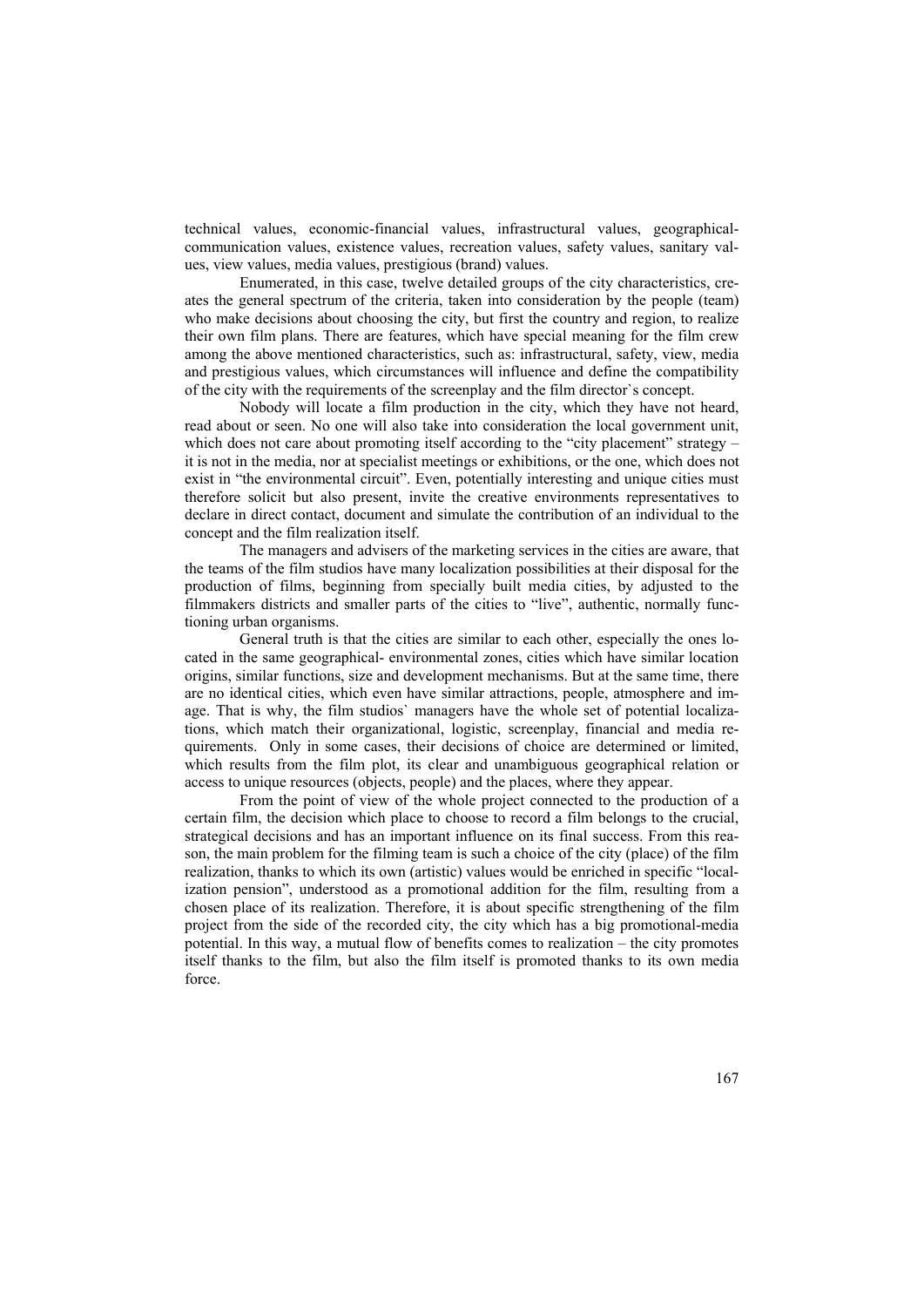technical values, economic-financial values, infrastructural values, geographical-communication values, existence values, recreation values, safety values, sanitary values, view values, media values, prestigious (brand) values.

Enumerated, in this case, twelve detailed groups of the city characteristics, creates the general spectrum of the criteria, taken into consideration by the people (team) who make decisions about choosing the city, but first the country and region, to realize their own film plans. There are features, which have special meaning for the film crew among the above mentioned characteristics, such as: infrastructural, safety, view, media and prestigious values, which circumstances will influence and define the compatibility of the city with the requirements of the screenplay and the film director`s concept.

Nobody will locate a film production in the city, which they have not heard, read about or seen. No one will also take into consideration the local government unit, which does not care about promoting itself according to the "city placement" strategy – it is not in the media, nor at specialist meetings or exhibitions, or the one, which does not exist in "the environmental circuit". Even, potentially interesting and unique cities must therefore solicit but also present, invite the creative environments representatives to declare in direct contact, document and simulate the contribution of an individual to the concept and the film realization itself.

The managers and advisers of the marketing services in the cities are aware, that the teams of the film studios have many localization possibilities at their disposal for the production of films, beginning from specially built media cities, by adjusted to the filmmakers districts and smaller parts of the cities to "live", authentic, normally functioning urban organisms.

General truth is that the cities are similar to each other, especially the ones located in the same geographical- environmental zones, cities which have similar location origins, similar functions, size and development mechanisms. But at the same time, there are no identical cities, which even have similar attractions, people, atmosphere and image. That is why, the film studios` managers have the whole set of potential localizations, which match their organizational, logistic, screenplay, financial and media requirements. Only in some cases, their decisions of choice are determined or limited, which results from the film plot, its clear and unambiguous geographical relation or access to unique resources (objects, people) and the places, where they appear.

From the point of view of the whole project connected to the production of a certain film, the decision which place to choose to record a film belongs to the crucial, strategical decisions and has an important influence on its final success. From this reason, the main problem for the filming team is such a choice of the city (place) of the film realization, thanks to which its own (artistic) values would be enriched in specific "localization pension", understood as a promotional addition for the film, resulting from a chosen place of its realization. Therefore, it is about specific strengthening of the film project from the side of the recorded city, the city which has a big promotional-media potential. In this way, a mutual flow of benefits comes to realization – the city promotes itself thanks to the film, but also the film itself is promoted thanks to its own media force.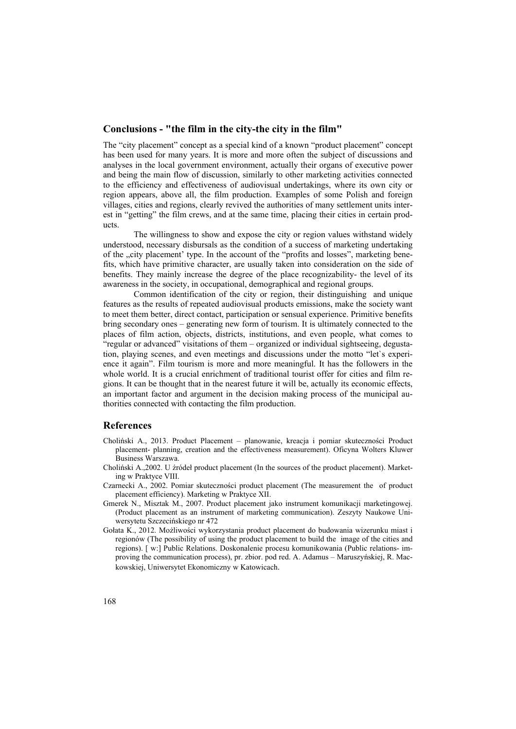## Conclusions - "the film in the city-the city in the film"

The "city placement" concept as a special kind of a known "product placement" concept has been used for many years. It is more and more often the subject of discussions and analyses in the local government environment, actually their organs of executive power and being the main flow of discussion, similarly to other marketing activities connected to the efficiency and effectiveness of audiovisual undertakings, where its own city or region appears, above all, the film production. Examples of some Polish and foreign villages, cities and regions, clearly revived the authorities of many settlement units interest in "getting" the film crews, and at the same time, placing their cities in certain products.

The willingness to show and expose the city or region values withstand widely understood, necessary disbursals as the condition of a success of marketing undertaking of the „city placement' type. In the account of the "profits and losses", marketing benefits, which have primitive character, are usually taken into consideration on the side of benefits. They mainly increase the degree of the place recognizability- the level of its awareness in the society, in occupational, demographical and regional groups.

Common identification of the city or region, their distinguishing and unique features as the results of repeated audiovisual products emissions, make the society want to meet them better, direct contact, participation or sensual experience. Primitive benefits bring secondary ones – generating new form of tourism. It is ultimately connected to the places of film action, objects, districts, institutions, and even people, what comes to "regular or advanced" visitations of them – organized or individual sightseeing, degustation, playing scenes, and even meetings and discussions under the motto "let`s experience it again". Film tourism is more and more meaningful. It has the followers in the whole world. It is a crucial enrichment of traditional tourist offer for cities and film regions. It can be thought that in the nearest future it will be, actually its economic effects, an important factor and argument in the decision making process of the municipal authorities connected with contacting the film production.

## References

Choliński A., 2013. Product Placement – planowanie, kreacja i pomiar skuteczności Product placement- planning, creation and the effectiveness measurement). Oficyna Wolters Kluwer Business Warszawa.

Choliński A.,2002. U źródeł product placement (In the sources of the product placement). Marketing w Praktyce VIII.

Czarnecki A., 2002. Pomiar skuteczności product placement (The measurement the of product placement efficiency). Marketing w Praktyce XII.

Gmerek N., Misztak M., 2007. Product placement jako instrument komunikacji marketingowej. (Product placement as an instrument of marketing communication). Zeszyty Naukowe Uniwersytetu Szczecińskiego nr 472

Gołata K., 2012. Możliwości wykorzystania product placement do budowania wizerunku miast i regionów (The possibility of using the product placement to build the image of the cities and regions). [ w:] Public Relations. Doskonalenie procesu komunikowania (Public relations- improving the communication process), pr. zbior. pod red. A. Adamus – Maruszyńskiej, R. Mackowskiej, Uniwersytet Ekonomiczny w Katowicach.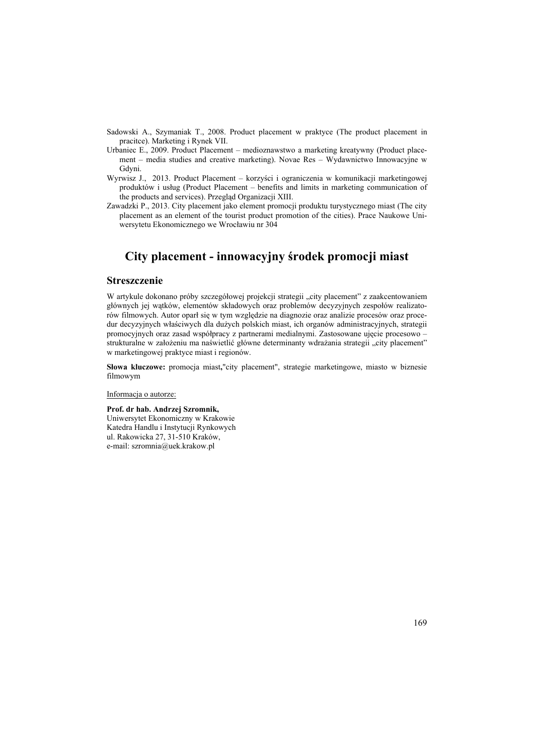Sadowski A., Szymaniak T., 2008. Product placement w praktyce (The product placement in pracitce). Marketing i Rynek VII.

Urbaniec E., 2009. Product Placement – medioznawstwo a marketing kreatywny (Product placement – media studies and creative marketing). Novae Res – Wydawnictwo Innowacyjne w Gdyni.

Wyrwisz J., 2013. Product Placement – korzyści i ograniczenia w komunikacji marketingowej produktów i usług (Product Placement – benefits and limits in marketing communication of the products and services). Przegląd Organizacji XIII.

Zawadzki P., 2013. City placement jako element promocji produktu turystycznego miast (The city placement as an element of the tourist product promotion of the cities). Prace Naukowe Uniwersytetu Ekonomicznego we Wrocławiu nr 304

# City placement - innowacyjny środek promocji miast

## Streszczenie

W artykule dokonano próby szczegółowej projekcji strategii „city placement" z zaakcentowaniem głównych jej wątków, elementów składowych oraz problemów decyzyjnych zespołów realizatorów filmowych. Autor oparł się w tym względzie na diagnozie oraz analizie procesów oraz procedur decyzyjnych właściwych dla dużych polskich miast, ich organów administracyjnych, strategii promocyjnych oraz zasad współpracy z partnerami medialnymi. Zastosowane ujęcie procesowo – strukturalne w założeniu ma naświetlić główne determinanty wdrażania strategii „city placement" w marketingowej praktyce miast i regionów.

**Słowa kluczowe:** promocja miast**,**"city placement", strategie marketingowe, miasto w biznesie filmowym

Informacja o autorze:

**Prof. dr hab. Andrzej Szromnik,**
Uniwersytet Ekonomiczny w Krakowie
Katedra Handlu i Instytucji Rynkowych
ul. Rakowicka 27, 31-510 Kraków,
e-mail: szromnia@uek.krakow.pl